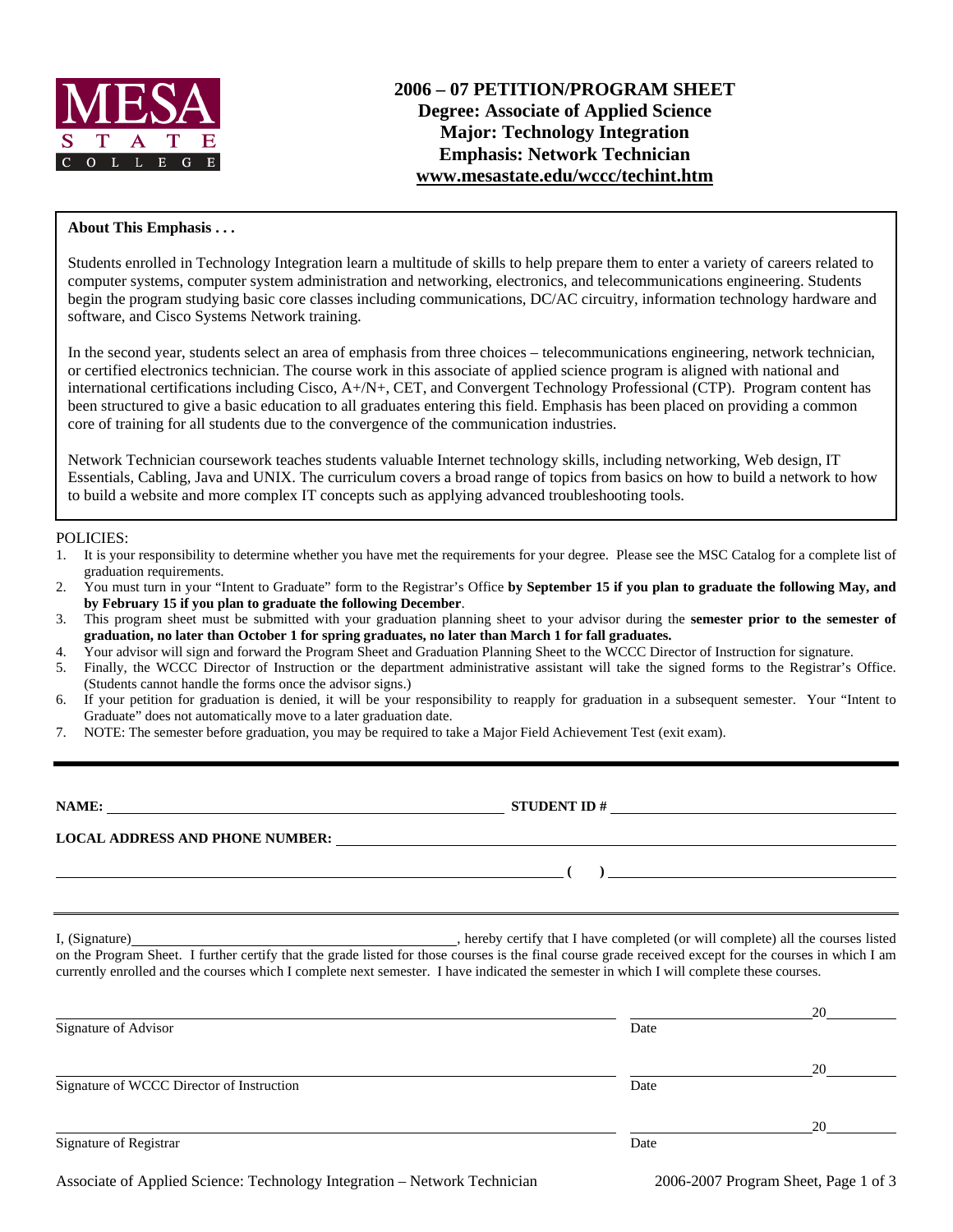# 2006 – 07 PETITION/PROGRAM SHEET
## Degree: Associate of Applied Science
## Major: Technology Integration
## Emphasis: Network Technician
**www.mesastate.edu/wccc/techint.htm**

**About This Emphasis . . .**

Students enrolled in Technology Integration learn a multitude of skills to help prepare them to enter a variety of careers related to computer systems, computer system administration and networking, electronics, and telecommunications engineering. Students begin the program studying basic core classes including communications, DC/AC circuitry, information technology hardware and software, and Cisco Systems Network training.

In the second year, students select an area of emphasis from three choices – telecommunications engineering, network technician, or certified electronics technician. The course work in this associate of applied science program is aligned with national and international certifications including Cisco, A+/N+, CET, and Convergent Technology Professional (CTP). Program content has been structured to give a basic education to all graduates entering this field. Emphasis has been placed on providing a common core of training for all students due to the convergence of the communication industries.

Network Technician coursework teaches students valuable Internet technology skills, including networking, Web design, IT Essentials, Cabling, Java and UNIX. The curriculum covers a broad range of topics from basics on how to build a network to how to build a website and more complex IT concepts such as applying advanced troubleshooting tools.

POLICIES:

1. It is your responsibility to determine whether you have met the requirements for your degree. Please see the MSC Catalog for a complete list of graduation requirements.
2. You must turn in your "Intent to Graduate" form to the Registrar's Office **by September 15 if you plan to graduate the following May, and by February 15 if you plan to graduate the following December**.
3. This program sheet must be submitted with your graduation planning sheet to your advisor during the **semester prior to the semester of graduation, no later than October 1 for spring graduates, no later than March 1 for fall graduates.**
4. Your advisor will sign and forward the Program Sheet and Graduation Planning Sheet to the WCCC Director of Instruction for signature.
5. Finally, the WCCC Director of Instruction or the department administrative assistant will take the signed forms to the Registrar's Office. (Students cannot handle the forms once the advisor signs.)
6. If your petition for graduation is denied, it will be your responsibility to reapply for graduation in a subsequent semester. Your "Intent to Graduate" does not automatically move to a later graduation date.
7. NOTE: The semester before graduation, you may be required to take a Major Field Achievement Test (exit exam).

---

**NAME:** ______________________________ **STUDENT ID #** ______________________________

**LOCAL ADDRESS AND PHONE NUMBER:** ______________________________

______________________________ **( )** ______________________________

---

I, (Signature)______________________________, hereby certify that I have completed (or will complete) all the courses listed on the Program Sheet. I further certify that the grade listed for those courses is the final course grade received except for the courses in which I am currently enrolled and the courses which I complete next semester. I have indicated the semester in which I will complete these courses.

______________________________ ______________ 20______
Signature of Advisor — Date

______________________________ ______________ 20______
Signature of WCCC Director of Instruction — Date

______________________________ ______________ 20______
Signature of Registrar — Date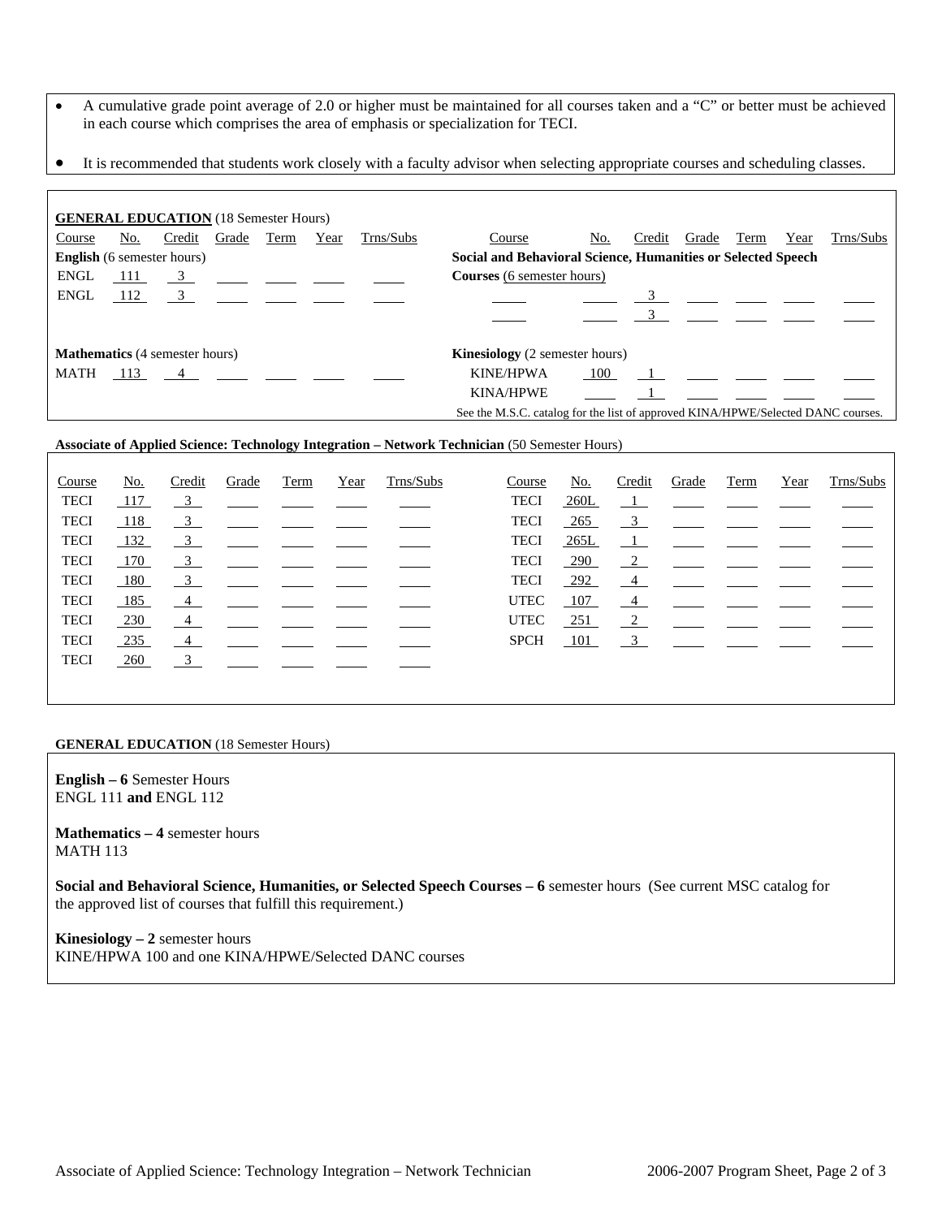- A cumulative grade point average of 2.0 or higher must be maintained for all courses taken and a "C" or better must be achieved in each course which comprises the area of emphasis or specialization for TECI.
- It is recommended that students work closely with a faculty advisor when selecting appropriate courses and scheduling classes.

**GENERAL EDUCATION** (18 Semester Hours)

| Course | No. | Credit | Grade | Term | Year | Trns/Subs | Course | No. | Credit | Grade | Term | Year | Trns/Subs |
|---|---|---|---|---|---|---|---|---|---|---|---|---|---|
| **English** (6 semester hours) | | | | | | | **Social and Behavioral Science, Humanities or Selected Speech Courses** (6 semester hours) | | | | | | |
| ENGL | 111 | 3 | | | | | | | 3 | | | | |
| ENGL | 112 | 3 | | | | | | | 3 | | | | |
| **Mathematics** (4 semester hours) | | | | | | | **Kinesiology** (2 semester hours) | | | | | | |
| MATH | 113 | 4 | | | | | KINE/HPWA | 100 | 1 | | | | |
| | | | | | | | KINA/HPWE | | 1 | | | | |

See the M.S.C. catalog for the list of approved KINA/HPWE/Selected DANC courses.

**Associate of Applied Science: Technology Integration – Network Technician** (50 Semester Hours)

| Course | No. | Credit | Grade | Term | Year | Trns/Subs | Course | No. | Credit | Grade | Term | Year | Trns/Subs |
|---|---|---|---|---|---|---|---|---|---|---|---|---|---|
| TECI | 117 | 3 | | | | | TECI | 260L | 1 | | | | |
| TECI | 118 | 3 | | | | | TECI | 265 | 3 | | | | |
| TECI | 132 | 3 | | | | | TECI | 265L | 1 | | | | |
| TECI | 170 | 3 | | | | | TECI | 290 | 2 | | | | |
| TECI | 180 | 3 | | | | | TECI | 292 | 4 | | | | |
| TECI | 185 | 4 | | | | | UTEC | 107 | 4 | | | | |
| TECI | 230 | 4 | | | | | UTEC | 251 | 2 | | | | |
| TECI | 235 | 4 | | | | | SPCH | 101 | 3 | | | | |
| TECI | 260 | 3 | | | | | | | | | | | |

**GENERAL EDUCATION** (18 Semester Hours)

**English – 6** Semester Hours
ENGL 111 **and** ENGL 112

**Mathematics – 4** semester hours
MATH 113

**Social and Behavioral Science, Humanities, or Selected Speech Courses – 6** semester hours (See current MSC catalog for the approved list of courses that fulfill this requirement.)

**Kinesiology – 2** semester hours
KINE/HPWA 100 and one KINA/HPWE/Selected DANC courses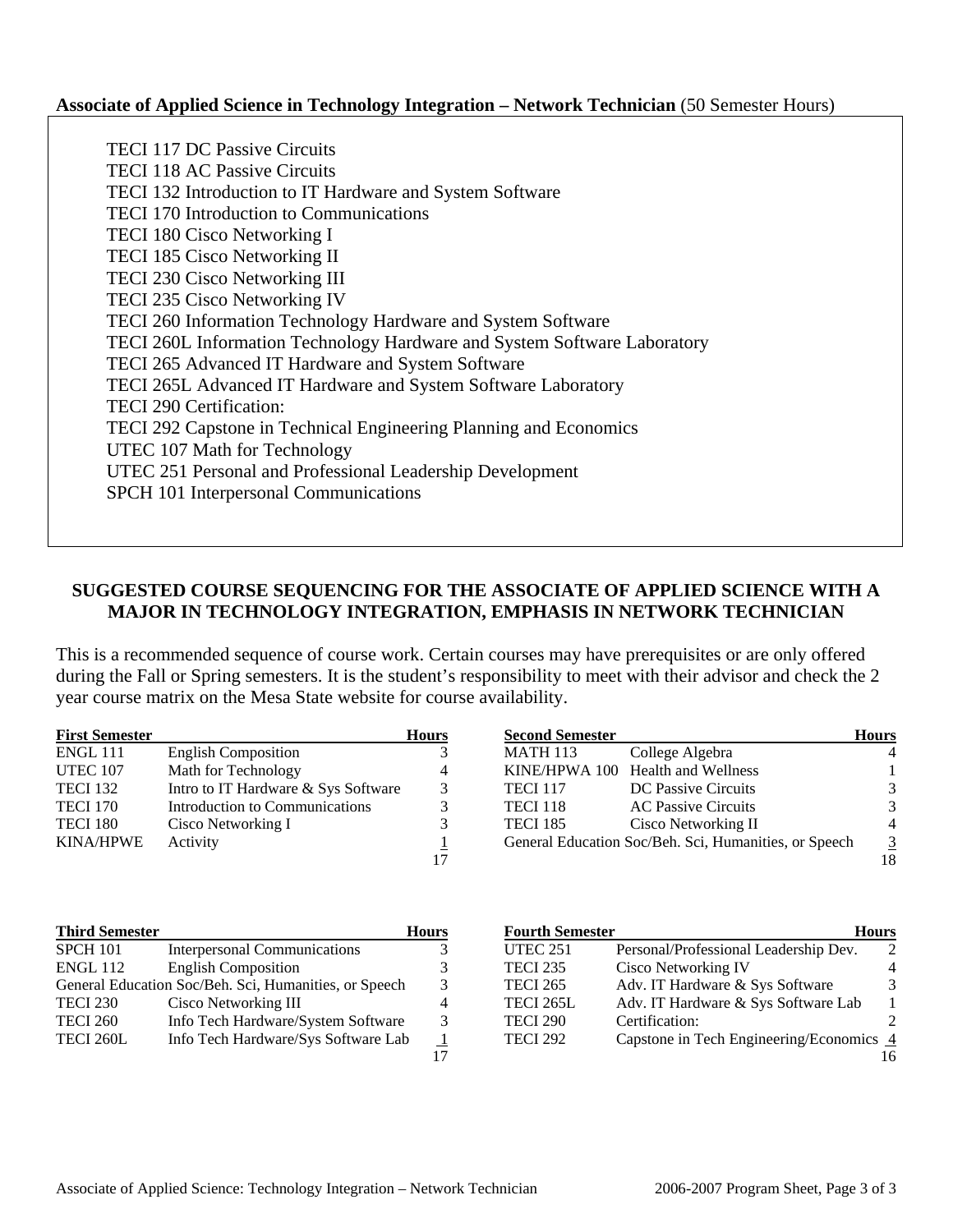**Associate of Applied Science in Technology Integration – Network Technician** (50 Semester Hours)

TECI 117 DC Passive Circuits
TECI 118 AC Passive Circuits
TECI 132 Introduction to IT Hardware and System Software
TECI 170 Introduction to Communications
TECI 180 Cisco Networking I
TECI 185 Cisco Networking II
TECI 230 Cisco Networking III
TECI 235 Cisco Networking IV
TECI 260 Information Technology Hardware and System Software
TECI 260L Information Technology Hardware and System Software Laboratory
TECI 265 Advanced IT Hardware and System Software
TECI 265L Advanced IT Hardware and System Software Laboratory
TECI 290 Certification:
TECI 292 Capstone in Technical Engineering Planning and Economics
UTEC 107 Math for Technology
UTEC 251 Personal and Professional Leadership Development
SPCH 101 Interpersonal Communications

## SUGGESTED COURSE SEQUENCING FOR THE ASSOCIATE OF APPLIED SCIENCE WITH A MAJOR IN TECHNOLOGY INTEGRATION, EMPHASIS IN NETWORK TECHNICIAN

This is a recommended sequence of course work. Certain courses may have prerequisites or are only offered during the Fall or Spring semesters. It is the student's responsibility to meet with their advisor and check the 2 year course matrix on the Mesa State website for course availability.

| First Semester | | Hours |
|---|---|---|
| ENGL 111 | English Composition | 3 |
| UTEC 107 | Math for Technology | 4 |
| TECI 132 | Intro to IT Hardware & Sys Software | 3 |
| TECI 170 | Introduction to Communications | 3 |
| TECI 180 | Cisco Networking I | 3 |
| KINA/HPWE | Activity | 1 |
| | | 17 |

| Second Semester | | Hours |
|---|---|---|
| MATH 113 | College Algebra | 4 |
| KINE/HPWA 100 | Health and Wellness | 1 |
| TECI 117 | DC Passive Circuits | 3 |
| TECI 118 | AC Passive Circuits | 3 |
| TECI 185 | Cisco Networking II | 4 |
| General Education Soc/Beh. Sci, Humanities, or Speech | | 3 |
| | | 18 |

| Third Semester | | Hours |
|---|---|---|
| SPCH 101 | Interpersonal Communications | 3 |
| ENGL 112 | English Composition | 3 |
| General Education Soc/Beh. Sci, Humanities, or Speech | | 3 |
| TECI 230 | Cisco Networking III | 4 |
| TECI 260 | Info Tech Hardware/System Software | 3 |
| TECI 260L | Info Tech Hardware/Sys Software Lab | 1 |
| | | 17 |

| Fourth Semester | | Hours |
|---|---|---|
| UTEC 251 | Personal/Professional Leadership Dev. | 2 |
| TECI 235 | Cisco Networking IV | 4 |
| TECI 265 | Adv. IT Hardware & Sys Software | 3 |
| TECI 265L | Adv. IT Hardware & Sys Software Lab | 1 |
| TECI 290 | Certification: | 2 |
| TECI 292 | Capstone in Tech Engineering/Economics | 4 |
| | | 16 |